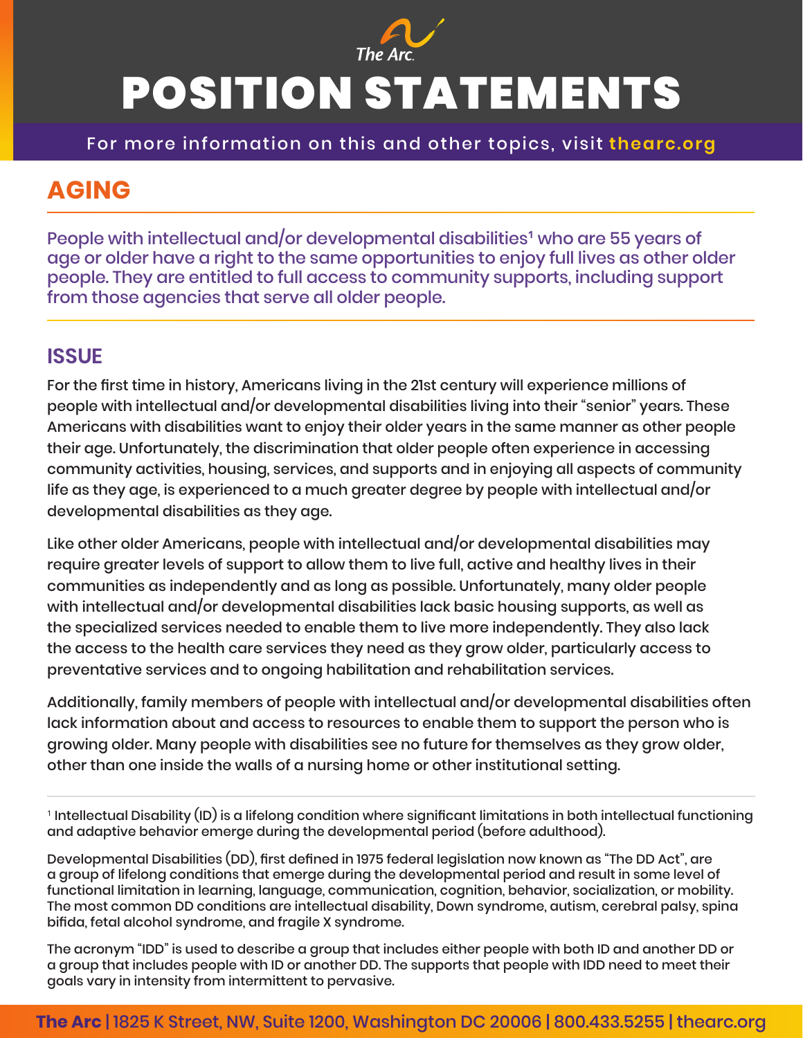# POSITION STATEMENTS

For more information on this and other topics, visit thearc.org

## AGING

People with intellectual and/or developmental disabilities[1] who are 55 years of age or older have a right to the same opportunities to enjoy full lives as other older people. They are entitled to full access to community supports, including support from those agencies that serve all older people.

### ISSUE

For the first time in history, Americans living in the 21st century will experience millions of people with intellectual and/or developmental disabilities living into their "senior" years. These Americans with disabilities want to enjoy their older years in the same manner as other people their age. Unfortunately, the discrimination that older people often experience in accessing community activities, housing, services, and supports and in enjoying all aspects of community life as they age, is experienced to a much greater degree by people with intellectual and/or developmental disabilities as they age.

Like other older Americans, people with intellectual and/or developmental disabilities may require greater levels of support to allow them to live full, active and healthy lives in their communities as independently and as long as possible. Unfortunately, many older people with intellectual and/or developmental disabilities lack basic housing supports, as well as the specialized services needed to enable them to live more independently. They also lack the access to the health care services they need as they grow older, particularly access to preventative services and to ongoing habilitation and rehabilitation services.

Additionally, family members of people with intellectual and/or developmental disabilities often lack information about and access to resources to enable them to support the person who is growing older. Many people with disabilities see no future for themselves as they grow older, other than one inside the walls of a nursing home or other institutional setting.

---

[1] Intellectual Disability (ID) is a lifelong condition where significant limitations in both intellectual functioning and adaptive behavior emerge during the developmental period (before adulthood).

Developmental Disabilities (DD), first defined in 1975 federal legislation now known as "The DD Act", are a group of lifelong conditions that emerge during the developmental period and result in some level of functional limitation in learning, language, communication, cognition, behavior, socialization, or mobility. The most common DD conditions are intellectual disability, Down syndrome, autism, cerebral palsy, spina bifida, fetal alcohol syndrome, and fragile X syndrome.

The acronym "IDD" is used to describe a group that includes either people with both ID and another DD or a group that includes people with ID or another DD. The supports that people with IDD need to meet their goals vary in intensity from intermittent to pervasive.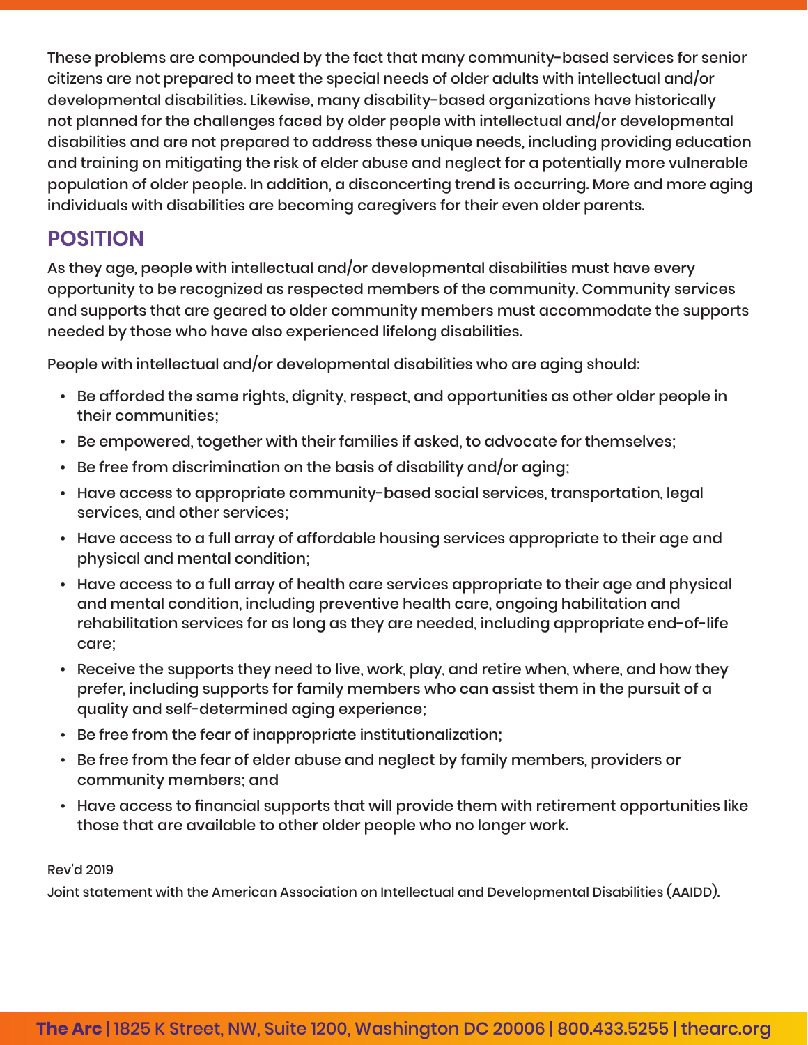These problems are compounded by the fact that many community-based services for senior citizens are not prepared to meet the special needs of older adults with intellectual and/or developmental disabilities. Likewise, many disability-based organizations have historically not planned for the challenges faced by older people with intellectual and/or developmental disabilities and are not prepared to address these unique needs, including providing education and training on mitigating the risk of elder abuse and neglect for a potentially more vulnerable population of older people. In addition, a disconcerting trend is occurring. More and more aging individuals with disabilities are becoming caregivers for their even older parents.

## POSITION

As they age, people with intellectual and/or developmental disabilities must have every opportunity to be recognized as respected members of the community. Community services and supports that are geared to older community members must accommodate the supports needed by those who have also experienced lifelong disabilities.

People with intellectual and/or developmental disabilities who are aging should:

- Be afforded the same rights, dignity, respect, and opportunities as other older people in their communities;
- Be empowered, together with their families if asked, to advocate for themselves;
- Be free from discrimination on the basis of disability and/or aging;
- Have access to appropriate community-based social services, transportation, legal services, and other services;
- Have access to a full array of affordable housing services appropriate to their age and physical and mental condition;
- Have access to a full array of health care services appropriate to their age and physical and mental condition, including preventive health care, ongoing habilitation and rehabilitation services for as long as they are needed, including appropriate end-of-life care;
- Receive the supports they need to live, work, play, and retire when, where, and how they prefer, including supports for family members who can assist them in the pursuit of a quality and self-determined aging experience;
- Be free from the fear of inappropriate institutionalization;
- Be free from the fear of elder abuse and neglect by family members, providers or community members; and
- Have access to financial supports that will provide them with retirement opportunities like those that are available to other older people who no longer work.

Rev'd 2019

Joint statement with the American Association on Intellectual and Developmental Disabilities (AAIDD).

**The Arc** | 1825 K Street, NW, Suite 1200, Washington DC 20006 | 800.433.5255 | thearc.org